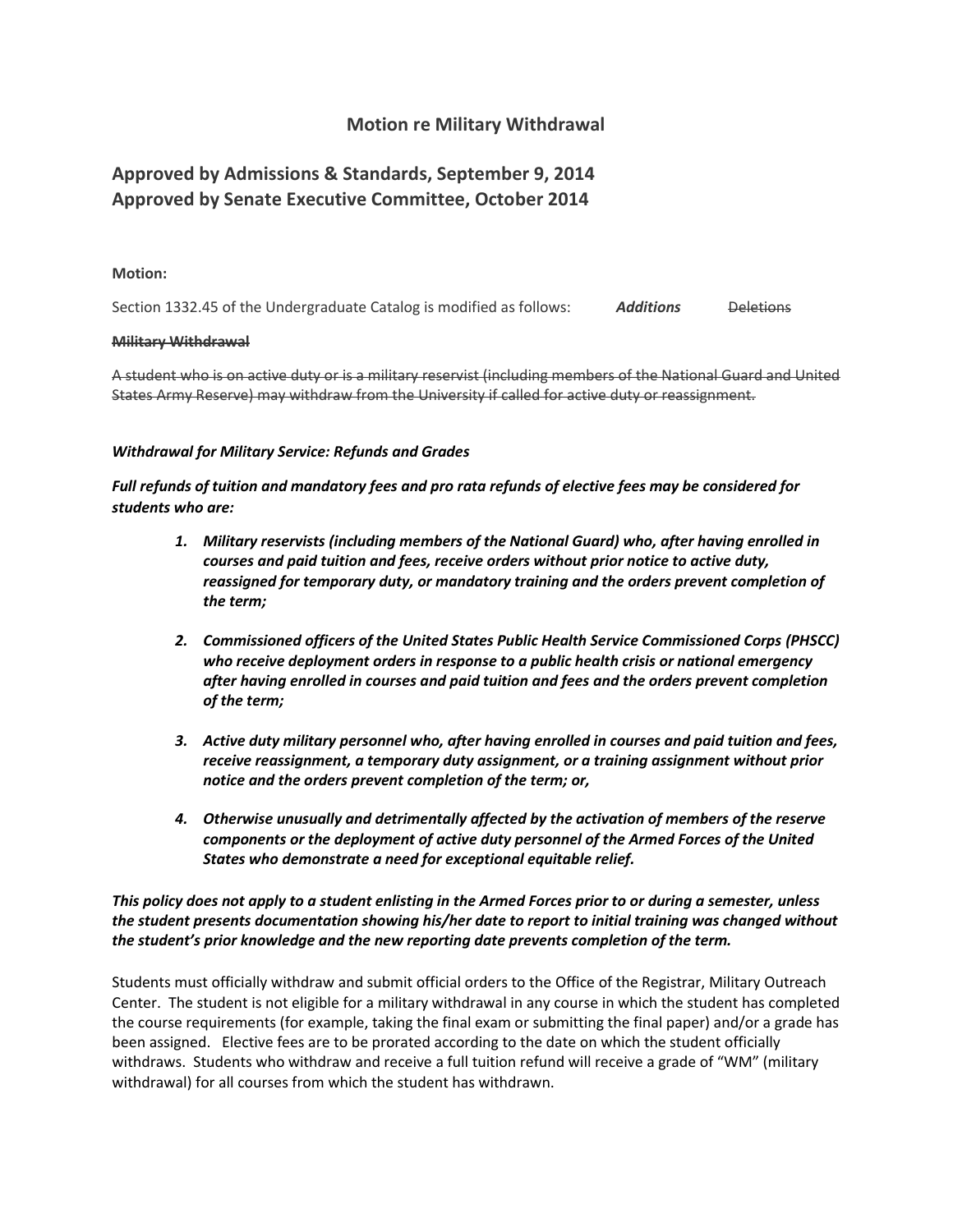## Motion re Military Withdrawal

### Approved by Admissions & Standards, September 9, 2014
### Approved by Senate Executive Committee, October 2014

**Motion:**

Section 1332.45 of the Undergraduate Catalog is modified as follows: ***Additions*** ~~Deletions~~

~~**Military Withdrawal**~~

~~A student who is on active duty or is a military reservist (including members of the National Guard and United States Army Reserve) may withdraw from the University if called for active duty or reassignment.~~

***Withdrawal for Military Service: Refunds and Grades***

***Full refunds of tuition and mandatory fees and pro rata refunds of elective fees may be considered for students who are:***

1. ***Military reservists (including members of the National Guard) who, after having enrolled in courses and paid tuition and fees, receive orders without prior notice to active duty, reassigned for temporary duty, or mandatory training and the orders prevent completion of the term;***

2. ***Commissioned officers of the United States Public Health Service Commissioned Corps (PHSCC) who receive deployment orders in response to a public health crisis or national emergency after having enrolled in courses and paid tuition and fees and the orders prevent completion of the term;***

3. ***Active duty military personnel who, after having enrolled in courses and paid tuition and fees, receive reassignment, a temporary duty assignment, or a training assignment without prior notice and the orders prevent completion of the term; or,***

4. ***Otherwise unusually and detrimentally affected by the activation of members of the reserve components or the deployment of active duty personnel of the Armed Forces of the United States who demonstrate a need for exceptional equitable relief.***

***This policy does not apply to a student enlisting in the Armed Forces prior to or during a semester, unless the student presents documentation showing his/her date to report to initial training was changed without the student's prior knowledge and the new reporting date prevents completion of the term.***

Students must officially withdraw and submit official orders to the Office of the Registrar, Military Outreach Center. The student is not eligible for a military withdrawal in any course in which the student has completed the course requirements (for example, taking the final exam or submitting the final paper) and/or a grade has been assigned. Elective fees are to be prorated according to the date on which the student officially withdraws. Students who withdraw and receive a full tuition refund will receive a grade of "WM" (military withdrawal) for all courses from which the student has withdrawn.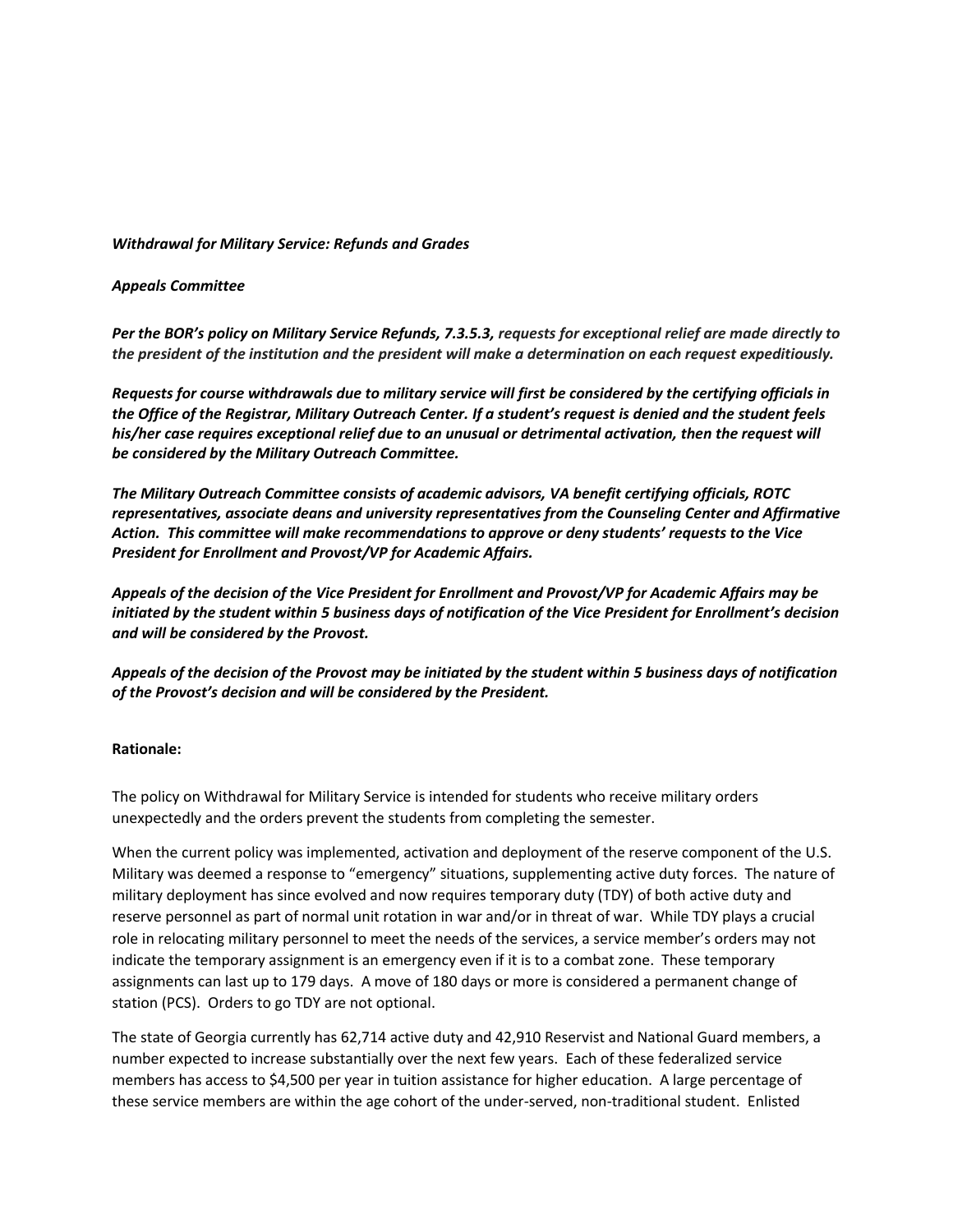***Withdrawal for Military Service: Refunds and Grades***

***Appeals Committee***

***Per the BOR's policy on Military Service Refunds, 7.3.5.3, requests for exceptional relief are made directly to the president of the institution and the president will make a determination on each request expeditiously.***

***Requests for course withdrawals due to military service will first be considered by the certifying officials in the Office of the Registrar, Military Outreach Center. If a student's request is denied and the student feels his/her case requires exceptional relief due to an unusual or detrimental activation, then the request will be considered by the Military Outreach Committee.***

***The Military Outreach Committee consists of academic advisors, VA benefit certifying officials, ROTC representatives, associate deans and university representatives from the Counseling Center and Affirmative Action. This committee will make recommendations to approve or deny students' requests to the Vice President for Enrollment and Provost/VP for Academic Affairs.***

***Appeals of the decision of the Vice President for Enrollment and Provost/VP for Academic Affairs may be initiated by the student within 5 business days of notification of the Vice President for Enrollment's decision and will be considered by the Provost.***

***Appeals of the decision of the Provost may be initiated by the student within 5 business days of notification of the Provost's decision and will be considered by the President.***

**Rationale:**

The policy on Withdrawal for Military Service is intended for students who receive military orders unexpectedly and the orders prevent the students from completing the semester.

When the current policy was implemented, activation and deployment of the reserve component of the U.S. Military was deemed a response to "emergency" situations, supplementing active duty forces. The nature of military deployment has since evolved and now requires temporary duty (TDY) of both active duty and reserve personnel as part of normal unit rotation in war and/or in threat of war. While TDY plays a crucial role in relocating military personnel to meet the needs of the services, a service member's orders may not indicate the temporary assignment is an emergency even if it is to a combat zone. These temporary assignments can last up to 179 days. A move of 180 days or more is considered a permanent change of station (PCS). Orders to go TDY are not optional.

The state of Georgia currently has 62,714 active duty and 42,910 Reservist and National Guard members, a number expected to increase substantially over the next few years. Each of these federalized service members has access to $4,500 per year in tuition assistance for higher education. A large percentage of these service members are within the age cohort of the under-served, non-traditional student. Enlisted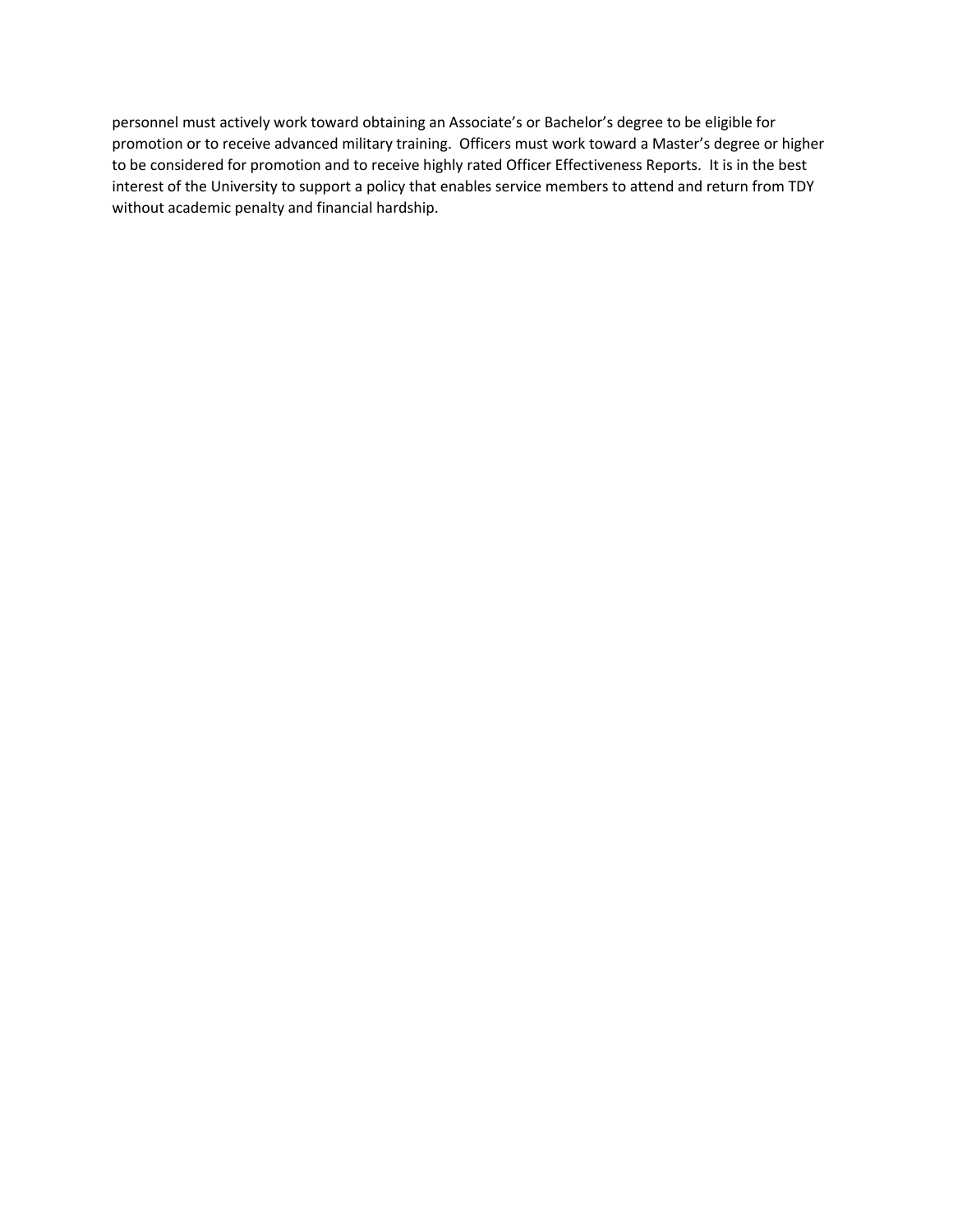personnel must actively work toward obtaining an Associate's or Bachelor's degree to be eligible for promotion or to receive advanced military training. Officers must work toward a Master's degree or higher to be considered for promotion and to receive highly rated Officer Effectiveness Reports. It is in the best interest of the University to support a policy that enables service members to attend and return from TDY without academic penalty and financial hardship.